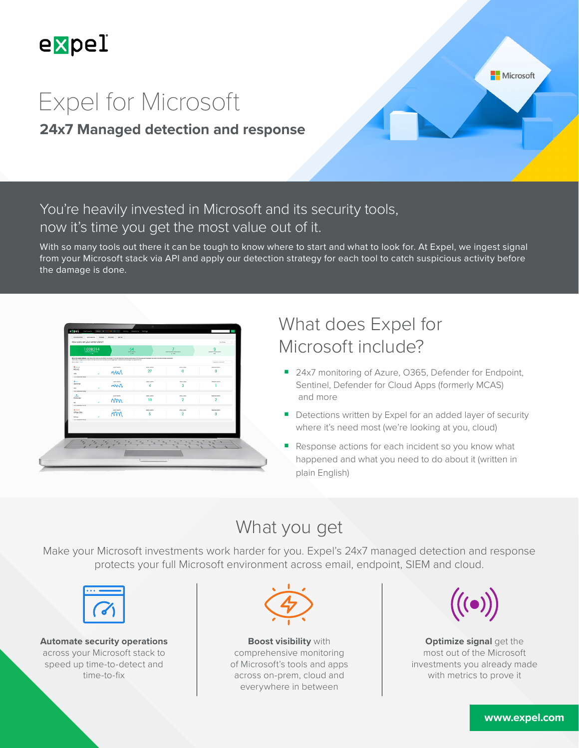# Expel for Microsoft

## 24x7 Managed detection and response

You're heavily invested in Microsoft and its security tools, now it's time you get the most value out of it.

With so many tools out there it can be tough to know where to start and what to look for. At Expel, we ingest signal from your Microsoft stack via API and apply our detection strategy for each tool to catch suspicious activity before the damage is done.

## What does Expel for Microsoft include?

- 24x7 monitoring of Azure, O365, Defender for Endpoint, Sentinel, Defender for Cloud Apps (formerly MCAS) and more
- Detections written by Expel for an added layer of security where it's need most (we're looking at you, cloud)
- Response actions for each incident so you know what happened and what you need to do about it (written in plain English)

## What you get

Make your Microsoft investments work harder for you. Expel's 24x7 managed detection and response protects your full Microsoft environment across email, endpoint, SIEM and cloud.

**Automate security operations** across your Microsoft stack to speed up time-to-detect and time-to-fix

**Boost visibility** with comprehensive monitoring of Microsoft's tools and apps across on-prem, cloud and everywhere in between

**Optimize signal** get the most out of the Microsoft investments you already made with metrics to prove it

www.expel.com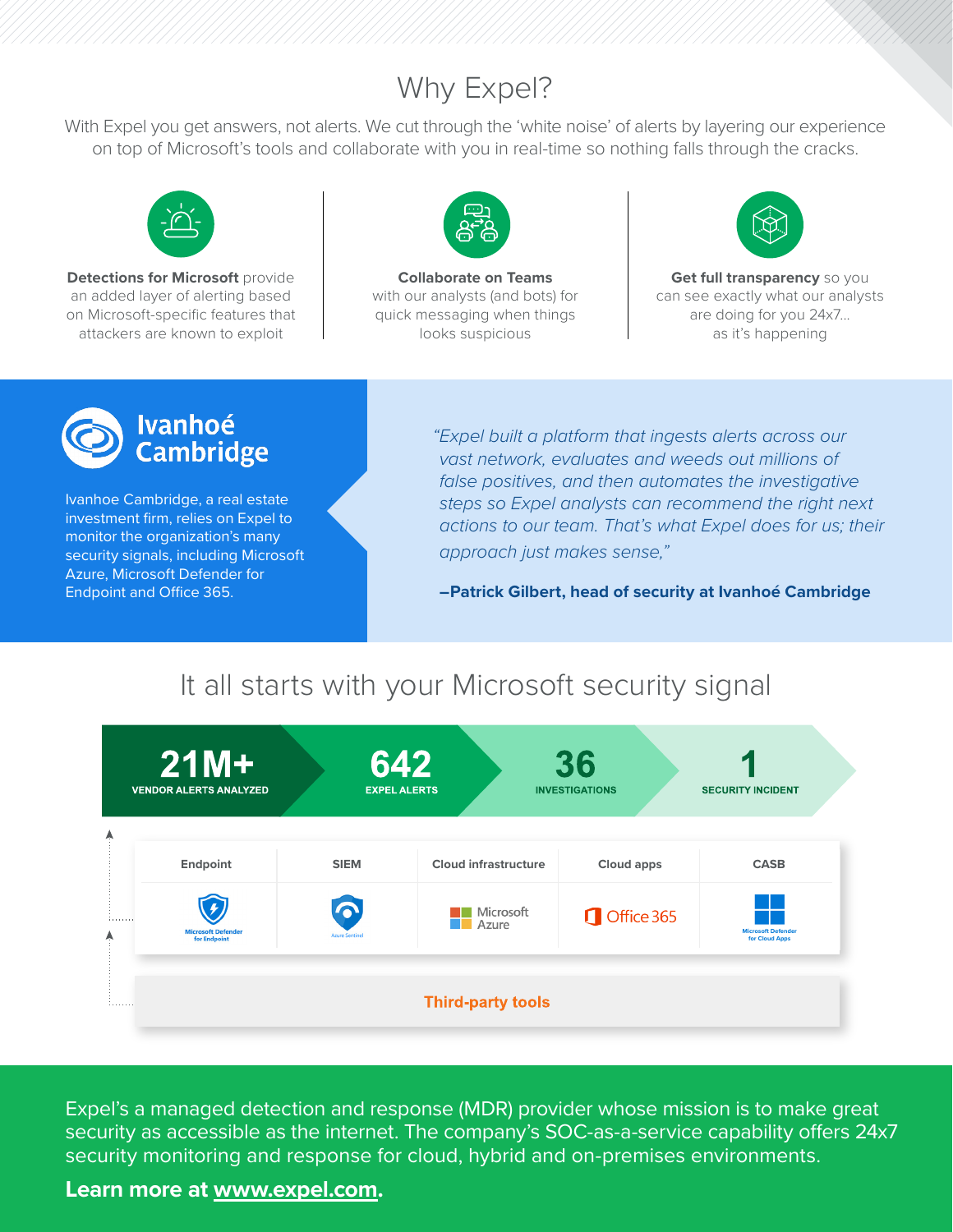# Why Expel?

With Expel you get answers, not alerts. We cut through the 'white noise' of alerts by layering our experience on top of Microsoft's tools and collaborate with you in real-time so nothing falls through the cracks.

**Detections for Microsoft** provide an added layer of alerting based on Microsoft-specific features that attackers are known to exploit

**Collaborate on Teams** with our analysts (and bots) for quick messaging when things looks suspicious

**Get full transparency** so you can see exactly what our analysts are doing for you 24x7... as it's happening

**Ivanhoé Cambridge**

Ivanhoe Cambridge, a real estate investment firm, relies on Expel to monitor the organization's many security signals, including Microsoft Azure, Microsoft Defender for Endpoint and Office 365.

*"Expel built a platform that ingests alerts across our vast network, evaluates and weeds out millions of false positives, and then automates the investigative steps so Expel analysts can recommend the right next actions to our team. That's what Expel does for us; their approach just makes sense,"*

**–Patrick Gilbert, head of security at Ivanhoé Cambridge**

## It all starts with your Microsoft security signal

**21M+** VENDOR ALERTS ANALYZED

**642** EXPEL ALERTS

**36** INVESTIGATIONS

**1** SECURITY INCIDENT

| Endpoint | SIEM | Cloud infrastructure | Cloud apps | CASB |
|---|---|---|---|---|
| Microsoft Defender for Endpoint | Azure Sentinel | Microsoft Azure | Office 365 | Microsoft Defender for Cloud Apps |

Third-party tools

Expel's a managed detection and response (MDR) provider whose mission is to make great security as accessible as the internet. The company's SOC-as-a-service capability offers 24x7 security monitoring and response for cloud, hybrid and on-premises environments.

**Learn more at www.expel.com.**